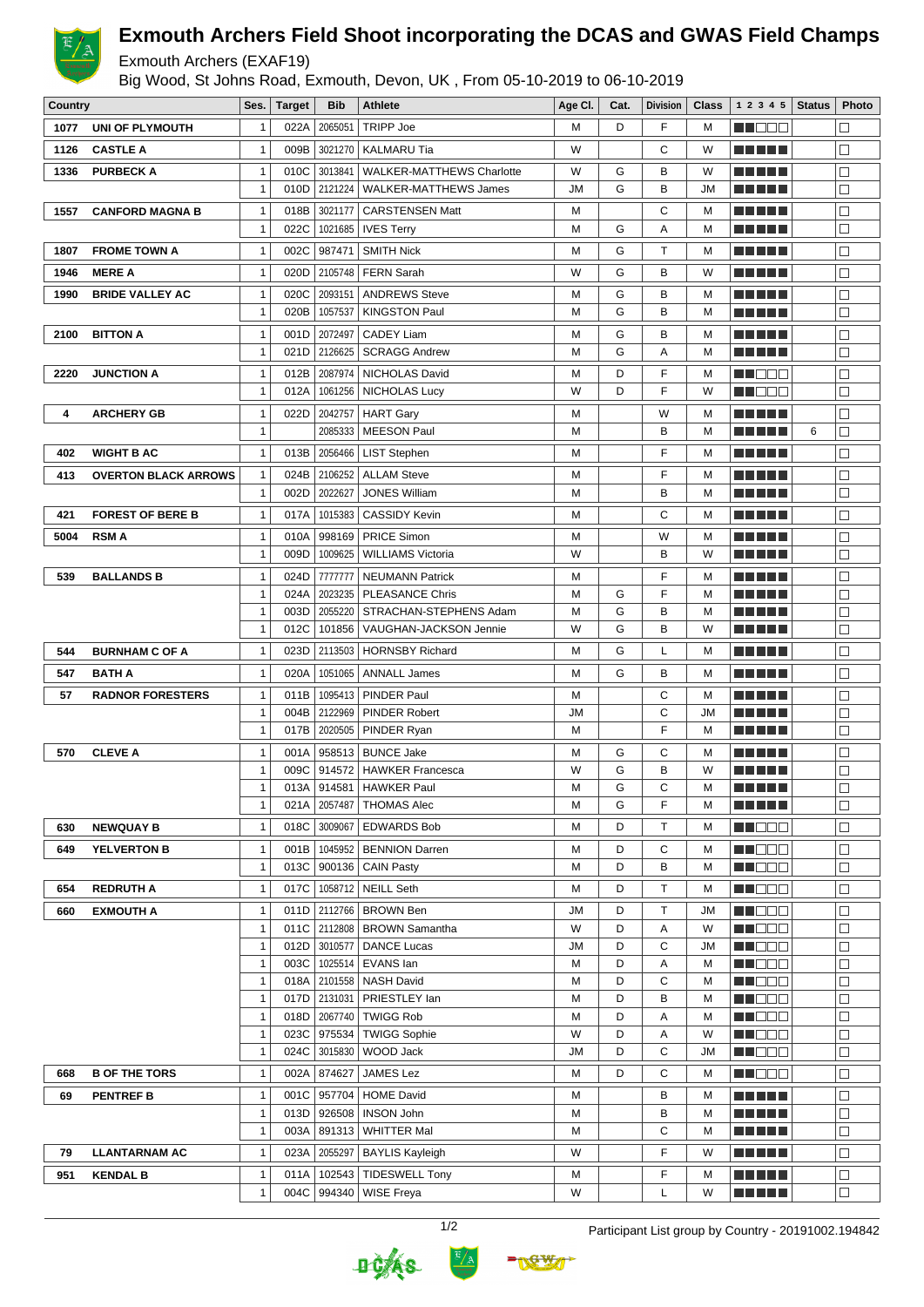# Exmouth Archers Field Shoot incorporating the DCAS and GWAS Field Champs

Exmouth Archers (EXAF19)

Big Wood, St Johns Road, Exmouth, Devon, UK , From 05-10-2019 to 06-10-2019

| Country | | Ses. | Target | Bib | Athlete | Age Cl. | Cat. | Division | Class | 1 2 3 4 5 | Status | Photo |
|---|---|---|---|---|---|---|---|---|---|---|---|---|
| 1077 | UNI OF PLYMOUTH | 1 | 022A | 2065051 | TRIPP Joe | M | D | F | M | ■■□□□ | | □ |
| 1126 | CASTLE A | 1 | 009B | 3021270 | KALMARU Tia | W | | C | W | ■■■■■ | | □ |
| 1336 | PURBECK A | 1 | 010C | 3013841 | WALKER-MATTHEWS Charlotte | W | G | B | W | ■■■■■ | | □ |
| | | 1 | 010D | 2121224 | WALKER-MATTHEWS James | JM | G | B | JM | ■■■■■ | | □ |
| 1557 | CANFORD MAGNA B | 1 | 018B | 3021177 | CARSTENSEN Matt | M | | C | M | ■■■■■ | | □ |
| | | 1 | 022C | 1021685 | IVES Terry | M | G | A | M | ■■■■■ | | □ |
| 1807 | FROME TOWN A | 1 | 002C | 987471 | SMITH Nick | M | G | T | M | ■■■■■ | | □ |
| 1946 | MERE A | 1 | 020D | 2105748 | FERN Sarah | W | G | B | W | ■■■■■ | | □ |
| 1990 | BRIDE VALLEY AC | 1 | 020C | 2093151 | ANDREWS Steve | M | G | B | M | ■■■■■ | | □ |
| | | 1 | 020B | 1057537 | KINGSTON Paul | M | G | B | M | ■■■■■ | | □ |
| 2100 | BITTON A | 1 | 001D | 2072497 | CADEY Liam | M | G | B | M | ■■■■■ | | □ |
| | | 1 | 021D | 2126625 | SCRAGG Andrew | M | G | A | M | ■■■■■ | | □ |
| 2220 | JUNCTION A | 1 | 012B | 2087974 | NICHOLAS David | M | D | F | M | ■■□□□ | | □ |
| | | 1 | 012A | 1061256 | NICHOLAS Lucy | W | D | F | W | ■■□□□ | | □ |
| 4 | ARCHERY GB | 1 | 022D | 2042757 | HART Gary | M | | W | M | ■■■■■ | | □ |
| | | 1 | | 2085333 | MEESON Paul | M | | B | M | ■■■■■ | 6 | □ |
| 402 | WIGHT B AC | 1 | 013B | 2056466 | LIST Stephen | M | | F | M | ■■■■■ | | □ |
| 413 | OVERTON BLACK ARROWS | 1 | 024B | 2106252 | ALLAM Steve | M | | F | M | ■■■■■ | | □ |
| | | 1 | 002D | 2022627 | JONES William | M | | B | M | ■■■■■ | | □ |
| 421 | FOREST OF BERE B | 1 | 017A | 1015383 | CASSIDY Kevin | M | | C | M | ■■■■■ | | □ |
| 5004 | RSM A | 1 | 010A | 998169 | PRICE Simon | M | | W | M | ■■■■■ | | □ |
| | | 1 | 009D | 1009625 | WILLIAMS Victoria | W | | B | W | ■■■■■ | | □ |
| 539 | BALLANDS B | 1 | 024D | 7777777 | NEUMANN Patrick | M | | F | M | ■■■■■ | | □ |
| | | 1 | 024A | 2023235 | PLEASANCE Chris | M | G | F | M | ■■■■■ | | □ |
| | | 1 | 003D | 2055220 | STRACHAN-STEPHENS Adam | M | G | B | M | ■■■■■ | | □ |
| | | 1 | 012C | 101856 | VAUGHAN-JACKSON Jennie | W | G | B | W | ■■■■■ | | □ |
| 544 | BURNHAM C OF A | 1 | 023D | 2113503 | HORNSBY Richard | M | G | L | M | ■■■■■ | | □ |
| 547 | BATH A | 1 | 020A | 1051065 | ANNALL James | M | G | B | M | ■■■■■ | | □ |
| 57 | RADNOR FORESTERS | 1 | 011B | 1095413 | PINDER Paul | M | | C | M | ■■■■■ | | □ |
| | | 1 | 004B | 2122969 | PINDER Robert | JM | | C | JM | ■■■■■ | | □ |
| | | 1 | 017B | 2020505 | PINDER Ryan | M | | F | M | ■■■■■ | | □ |
| 570 | CLEVE A | 1 | 001A | 958513 | BUNCE Jake | M | G | C | M | ■■■■■ | | □ |
| | | 1 | 009C | 914572 | HAWKER Francesca | W | G | B | W | ■■■■■ | | □ |
| | | 1 | 013A | 914581 | HAWKER Paul | M | G | C | M | ■■■■■ | | □ |
| | | 1 | 021A | 2057487 | THOMAS Alec | M | G | F | M | ■■■■■ | | □ |
| 630 | NEWQUAY B | 1 | 018C | 3009067 | EDWARDS Bob | M | D | T | M | ■■□□□ | | □ |
| 649 | YELVERTON B | 1 | 001B | 1045952 | BENNION Darren | M | D | C | M | ■■□□□ | | □ |
| | | 1 | 013C | 900136 | CAIN Pasty | M | D | B | M | ■■□□□ | | □ |
| 654 | REDRUTH A | 1 | 017C | 1058712 | NEILL Seth | M | D | T | M | ■■□□□ | | □ |
| 660 | EXMOUTH A | 1 | 011D | 2112766 | BROWN Ben | JM | D | T | JM | ■■□□□ | | □ |
| | | 1 | 011C | 2112808 | BROWN Samantha | W | D | A | W | ■■□□□ | | □ |
| | | 1 | 012D | 3010577 | DANCE Lucas | JM | D | C | JM | ■■□□□ | | □ |
| | | 1 | 003C | 1025514 | EVANS Ian | M | D | A | M | ■■□□□ | | □ |
| | | 1 | 018A | 2101558 | NASH David | M | D | C | M | ■■□□□ | | □ |
| | | 1 | 017D | 2131031 | PRIESTLEY Ian | M | D | B | M | ■■□□□ | | □ |
| | | 1 | 018D | 2067740 | TWIGG Rob | M | D | A | M | ■■□□□ | | □ |
| | | 1 | 023C | 975534 | TWIGG Sophie | W | D | A | W | ■■□□□ | | □ |
| | | 1 | 024C | 3015830 | WOOD Jack | JM | D | C | JM | ■■□□□ | | □ |
| 668 | B OF THE TORS | 1 | 002A | 874627 | JAMES Lez | M | D | C | M | ■■□□□ | | □ |
| 69 | PENTREF B | 1 | 001C | 957704 | HOME David | M | | B | M | ■■■■■ | | □ |
| | | 1 | 013D | 926508 | INSON John | M | | B | M | ■■■■■ | | □ |
| | | 1 | 003A | 891313 | WHITTER Mal | M | | C | M | ■■■■■ | | □ |
| 79 | LLANTARNAM AC | 1 | 023A | 2055297 | BAYLIS Kayleigh | W | | F | W | ■■■■■ | | □ |
| 951 | KENDAL B | 1 | 011A | 102543 | TIDESWELL Tony | M | | F | M | ■■■■■ | | □ |
| | | 1 | 004C | 994340 | WISE Freya | W | | L | W | ■■■■■ | | □ |

Participant List group by Country - 20191002.194842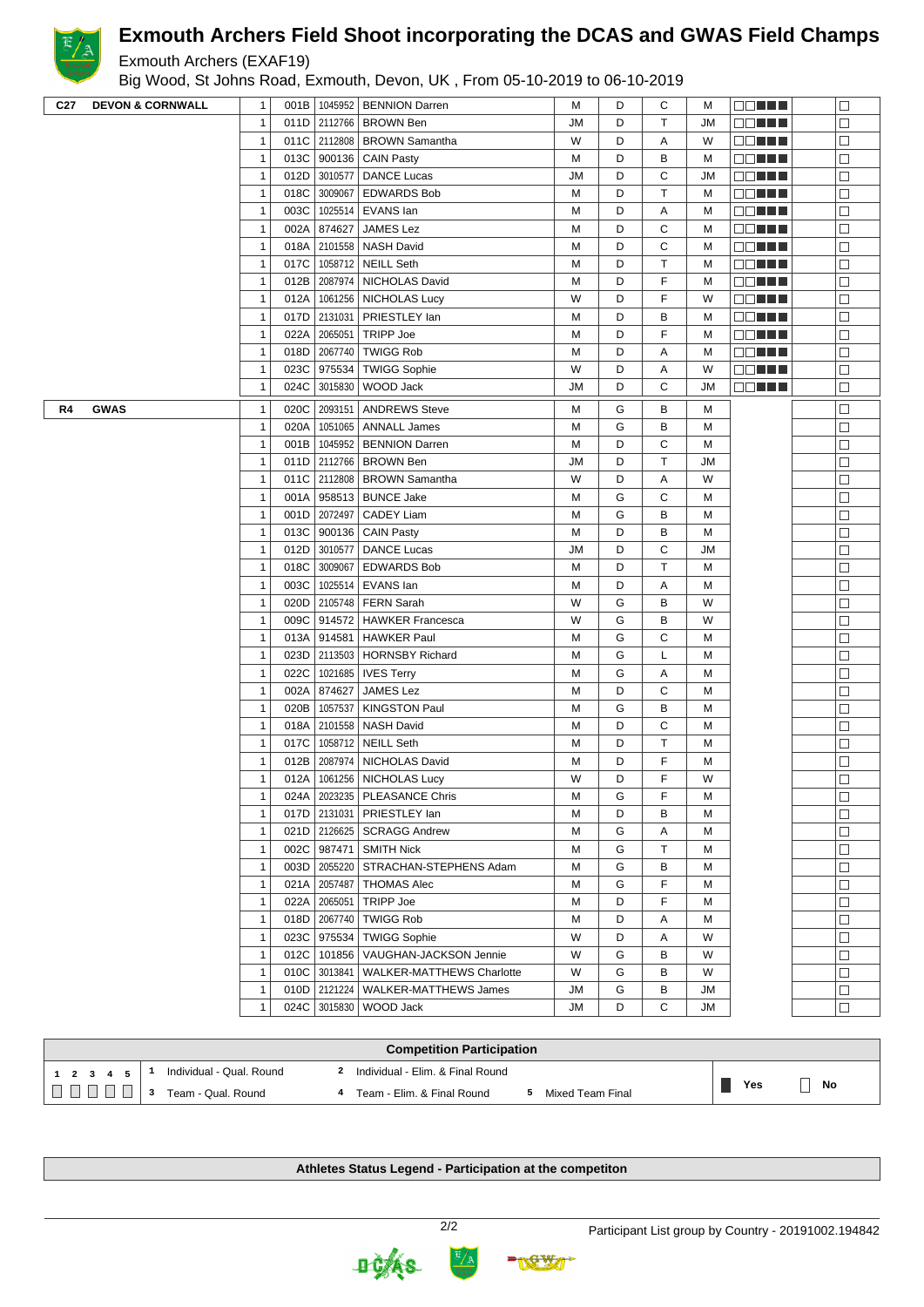# Exmouth Archers Field Shoot incorporating the DCAS and GWAS Field Champs

Exmouth Archers (EXAF19)

Big Wood, St Johns Road, Exmouth, Devon, UK , From 05-10-2019 to 06-10-2019

| | | | | | | | | | | | | |
|---|---|---|---|---|---|---|---|---|---|---|---|---|
| C27 | DEVON & CORNWALL | 1 | 001B | 1045952 | BENNION Darren | M | D | C | M | ☐☐■■■ | | ☐ |
| | | 1 | 011D | 2112766 | BROWN Ben | JM | D | T | JM | ☐☐■■■ | | ☐ |
| | | 1 | 011C | 2112808 | BROWN Samantha | W | D | A | W | ☐☐■■■ | | ☐ |
| | | 1 | 013C | 900136 | CAIN Pasty | M | D | B | M | ☐☐■■■ | | ☐ |
| | | 1 | 012D | 3010577 | DANCE Lucas | JM | D | C | JM | ☐☐■■■ | | ☐ |
| | | 1 | 018C | 3009067 | EDWARDS Bob | M | D | T | M | ☐☐■■■ | | ☐ |
| | | 1 | 003C | 1025514 | EVANS Ian | M | D | A | M | ☐☐■■■ | | ☐ |
| | | 1 | 002A | 874627 | JAMES Lez | M | D | C | M | ☐☐■■■ | | ☐ |
| | | 1 | 018A | 2101558 | NASH David | M | D | C | M | ☐☐■■■ | | ☐ |
| | | 1 | 017C | 1058712 | NEILL Seth | M | D | T | M | ☐☐■■■ | | ☐ |
| | | 1 | 012B | 2087974 | NICHOLAS David | M | D | F | M | ☐☐■■■ | | ☐ |
| | | 1 | 012A | 1061256 | NICHOLAS Lucy | W | D | F | W | ☐☐■■■ | | ☐ |
| | | 1 | 017D | 2131031 | PRIESTLEY Ian | M | D | B | M | ☐☐■■■ | | ☐ |
| | | 1 | 022A | 2065051 | TRIPP Joe | M | D | F | M | ☐☐■■■ | | ☐ |
| | | 1 | 018D | 2067740 | TWIGG Rob | M | D | A | M | ☐☐■■■ | | ☐ |
| | | 1 | 023C | 975534 | TWIGG Sophie | W | D | A | W | ☐☐■■■ | | ☐ |
| | | 1 | 024C | 3015830 | WOOD Jack | JM | D | C | JM | ☐☐■■■ | | ☐ |
| R4 | GWAS | 1 | 020C | 2093151 | ANDREWS Steve | M | G | B | M | | | ☐ |
| | | 1 | 020A | 1051065 | ANNALL James | M | G | B | M | | | ☐ |
| | | 1 | 001B | 1045952 | BENNION Darren | M | D | C | M | | | ☐ |
| | | 1 | 011D | 2112766 | BROWN Ben | JM | D | T | JM | | | ☐ |
| | | 1 | 011C | 2112808 | BROWN Samantha | W | D | A | W | | | ☐ |
| | | 1 | 001A | 958513 | BUNCE Jake | M | G | C | M | | | ☐ |
| | | 1 | 001D | 2072497 | CADEY Liam | M | G | B | M | | | ☐ |
| | | 1 | 013C | 900136 | CAIN Pasty | M | D | B | M | | | ☐ |
| | | 1 | 012D | 3010577 | DANCE Lucas | JM | D | C | JM | | | ☐ |
| | | 1 | 018C | 3009067 | EDWARDS Bob | M | D | T | M | | | ☐ |
| | | 1 | 003C | 1025514 | EVANS Ian | M | D | A | M | | | ☐ |
| | | 1 | 020D | 2105748 | FERN Sarah | W | G | B | W | | | ☐ |
| | | 1 | 009C | 914572 | HAWKER Francesca | W | G | B | W | | | ☐ |
| | | 1 | 013A | 914581 | HAWKER Paul | M | G | C | M | | | ☐ |
| | | 1 | 023D | 2113503 | HORNSBY Richard | M | G | L | M | | | ☐ |
| | | 1 | 022C | 1021685 | IVES Terry | M | G | A | M | | | ☐ |
| | | 1 | 002A | 874627 | JAMES Lez | M | D | C | M | | | ☐ |
| | | 1 | 020B | 1057537 | KINGSTON Paul | M | G | B | M | | | ☐ |
| | | 1 | 018A | 2101558 | NASH David | M | D | C | M | | | ☐ |
| | | 1 | 017C | 1058712 | NEILL Seth | M | D | T | M | | | ☐ |
| | | 1 | 012B | 2087974 | NICHOLAS David | M | D | F | M | | | ☐ |
| | | 1 | 012A | 1061256 | NICHOLAS Lucy | W | D | F | W | | | ☐ |
| | | 1 | 024A | 2023235 | PLEASANCE Chris | M | G | F | M | | | ☐ |
| | | 1 | 017D | 2131031 | PRIESTLEY Ian | M | D | B | M | | | ☐ |
| | | 1 | 021D | 2126625 | SCRAGG Andrew | M | G | A | M | | | ☐ |
| | | 1 | 002C | 987471 | SMITH Nick | M | G | T | M | | | ☐ |
| | | 1 | 003D | 2055220 | STRACHAN-STEPHENS Adam | M | G | B | M | | | ☐ |
| | | 1 | 021A | 2057487 | THOMAS Alec | M | G | F | M | | | ☐ |
| | | 1 | 022A | 2065051 | TRIPP Joe | M | D | F | M | | | ☐ |
| | | 1 | 018D | 2067740 | TWIGG Rob | M | D | A | M | | | ☐ |
| | | 1 | 023C | 975534 | TWIGG Sophie | W | D | A | W | | | ☐ |
| | | 1 | 012C | 101856 | VAUGHAN-JACKSON Jennie | W | G | B | W | | | ☐ |
| | | 1 | 010C | 3013841 | WALKER-MATTHEWS Charlotte | W | G | B | W | | | ☐ |
| | | 1 | 010D | 2121224 | WALKER-MATTHEWS James | JM | G | B | JM | | | ☐ |
| | | 1 | 024C | 3015830 | WOOD Jack | JM | D | C | JM | | | ☐ |

**Competition Participation**

| 1 2 3 4 5 | | | | |
|---|---|---|---|---|
| ☐☐☐☐☐ | 1 Individual - Qual. Round | 2 Individual - Elim. & Final Round | | ■ Yes ☐ No |
| | 3 Team - Qual. Round | 4 Team - Elim. & Final Round | 5 Mixed Team Final | |

**Athletes Status Legend - Participation at the competiton**

Participant List group by Country - 20191002.194842